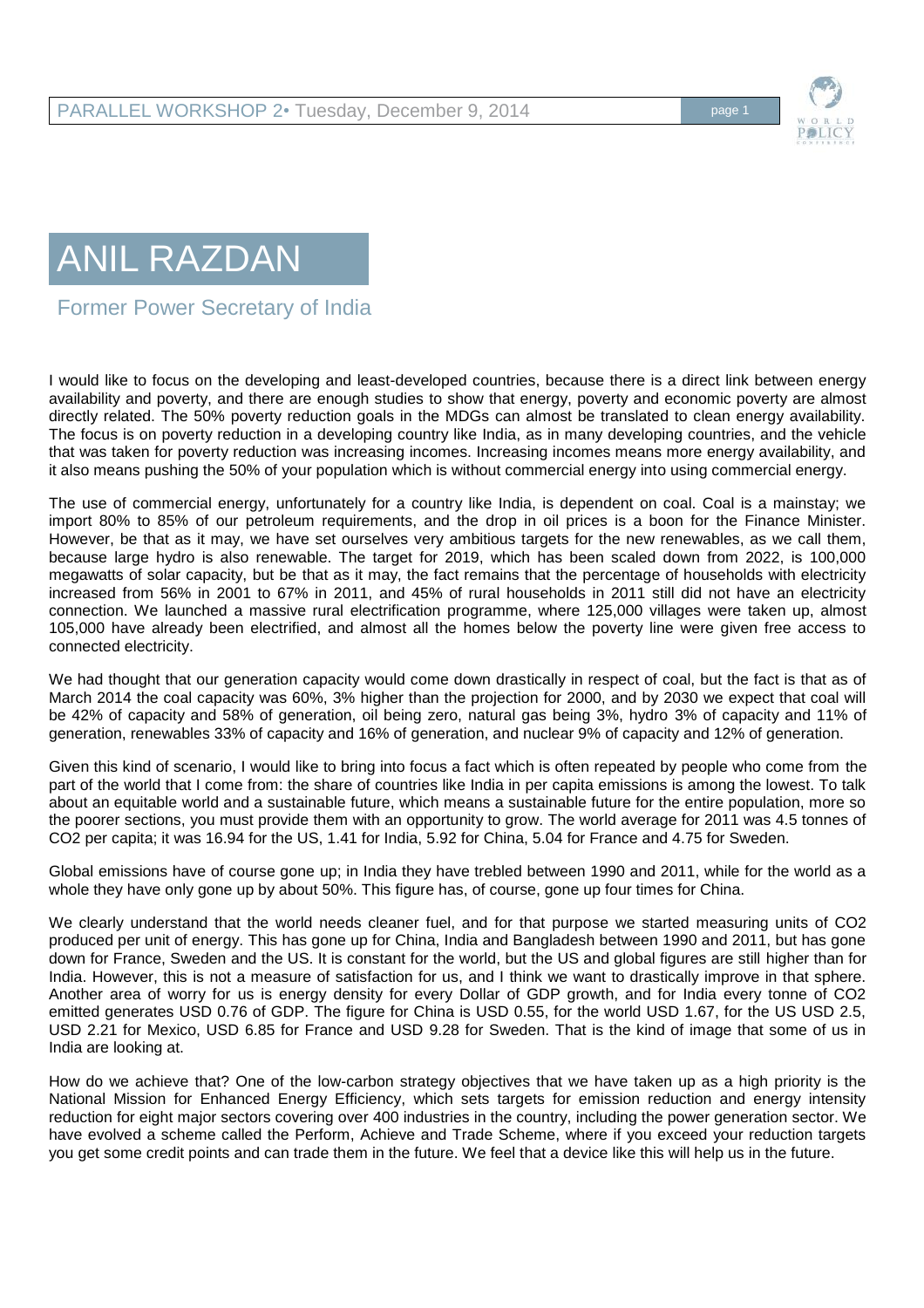# ANIL RAZDAN

## Former Power Secretary of India

I would like to focus on the developing and least-developed countries, because there is a direct link between energy availability and poverty, and there are enough studies to show that energy, poverty and economic poverty are almost directly related. The 50% poverty reduction goals in the MDGs can almost be translated to clean energy availability. The focus is on poverty reduction in a developing country like India, as in many developing countries, and the vehicle that was taken for poverty reduction was increasing incomes. Increasing incomes means more energy availability, and it also means pushing the 50% of your population which is without commercial energy into using commercial energy.

The use of commercial energy, unfortunately for a country like India, is dependent on coal. Coal is a mainstay; we import 80% to 85% of our petroleum requirements, and the drop in oil prices is a boon for the Finance Minister. However, be that as it may, we have set ourselves very ambitious targets for the new renewables, as we call them, because large hydro is also renewable. The target for 2019, which has been scaled down from 2022, is 100,000 megawatts of solar capacity, but be that as it may, the fact remains that the percentage of households with electricity increased from 56% in 2001 to 67% in 2011, and 45% of rural households in 2011 still did not have an electricity connection. We launched a massive rural electrification programme, where 125,000 villages were taken up, almost 105,000 have already been electrified, and almost all the homes below the poverty line were given free access to connected electricity.

We had thought that our generation capacity would come down drastically in respect of coal, but the fact is that as of March 2014 the coal capacity was 60%, 3% higher than the projection for 2000, and by 2030 we expect that coal will be 42% of capacity and 58% of generation, oil being zero, natural gas being 3%, hydro 3% of capacity and 11% of generation, renewables 33% of capacity and 16% of generation, and nuclear 9% of capacity and 12% of generation.

Given this kind of scenario, I would like to bring into focus a fact which is often repeated by people who come from the part of the world that I come from: the share of countries like India in per capita emissions is among the lowest. To talk about an equitable world and a sustainable future, which means a sustainable future for the entire population, more so the poorer sections, you must provide them with an opportunity to grow. The world average for 2011 was 4.5 tonnes of $CO_2$ per capita; it was 16.94 for the US, 1.41 for India, 5.92 for China, 5.04 for France and 4.75 for Sweden.

Global emissions have of course gone up; in India they have trebled between 1990 and 2011, while for the world as a whole they have only gone up by about 50%. This figure has, of course, gone up four times for China.

We clearly understand that the world needs cleaner fuel, and for that purpose we started measuring units of $CO_2$ produced per unit of energy. This has gone up for China, India and Bangladesh between 1990 and 2011, but has gone down for France, Sweden and the US. It is constant for the world, but the US and global figures are still higher than for India. However, this is not a measure of satisfaction for us, and I think we want to drastically improve in that sphere. Another area of worry for us is energy density for every Dollar of GDP growth, and for India every tonne of $CO_2$ emitted generates USD 0.76 of GDP. The figure for China is USD 0.55, for the world USD 1.67, for the US USD 2.5, USD 2.21 for Mexico, USD 6.85 for France and USD 9.28 for Sweden. That is the kind of image that some of us in India are looking at.

How do we achieve that? One of the low-carbon strategy objectives that we have taken up as a high priority is the National Mission for Enhanced Energy Efficiency, which sets targets for emission reduction and energy intensity reduction for eight major sectors covering over 400 industries in the country, including the power generation sector. We have evolved a scheme called the Perform, Achieve and Trade Scheme, where if you exceed your reduction targets you get some credit points and can trade them in the future. We feel that a device like this will help us in the future.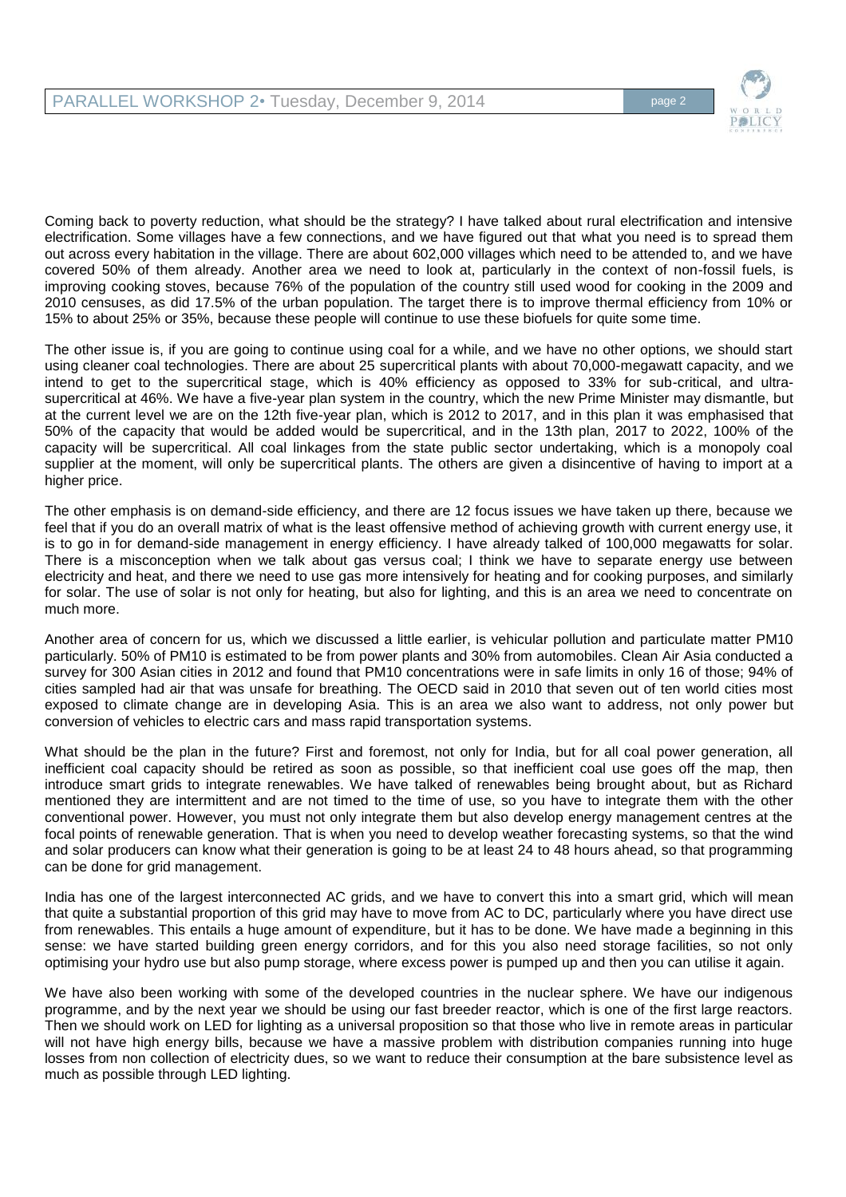Coming back to poverty reduction, what should be the strategy? I have talked about rural electrification and intensive electrification. Some villages have a few connections, and we have figured out that what you need is to spread them out across every habitation in the village. There are about 602,000 villages which need to be attended to, and we have covered 50% of them already. Another area we need to look at, particularly in the context of non-fossil fuels, is improving cooking stoves, because 76% of the population of the country still used wood for cooking in the 2009 and 2010 censuses, as did 17.5% of the urban population. The target there is to improve thermal efficiency from 10% or 15% to about 25% or 35%, because these people will continue to use these biofuels for quite some time.

The other issue is, if you are going to continue using coal for a while, and we have no other options, we should start using cleaner coal technologies. There are about 25 supercritical plants with about 70,000-megawatt capacity, and we intend to get to the supercritical stage, which is 40% efficiency as opposed to 33% for sub-critical, and ultra-supercritical at 46%. We have a five-year plan system in the country, which the new Prime Minister may dismantle, but at the current level we are on the 12th five-year plan, which is 2012 to 2017, and in this plan it was emphasised that 50% of the capacity that would be added would be supercritical, and in the 13th plan, 2017 to 2022, 100% of the capacity will be supercritical. All coal linkages from the state public sector undertaking, which is a monopoly coal supplier at the moment, will only be supercritical plants. The others are given a disincentive of having to import at a higher price.

The other emphasis is on demand-side efficiency, and there are 12 focus issues we have taken up there, because we feel that if you do an overall matrix of what is the least offensive method of achieving growth with current energy use, it is to go in for demand-side management in energy efficiency. I have already talked of 100,000 megawatts for solar. There is a misconception when we talk about gas versus coal; I think we have to separate energy use between electricity and heat, and there we need to use gas more intensively for heating and for cooking purposes, and similarly for solar. The use of solar is not only for heating, but also for lighting, and this is an area we need to concentrate on much more.

Another area of concern for us, which we discussed a little earlier, is vehicular pollution and particulate matter PM10 particularly. 50% of PM10 is estimated to be from power plants and 30% from automobiles. Clean Air Asia conducted a survey for 300 Asian cities in 2012 and found that PM10 concentrations were in safe limits in only 16 of those; 94% of cities sampled had air that was unsafe for breathing. The OECD said in 2010 that seven out of ten world cities most exposed to climate change are in developing Asia. This is an area we also want to address, not only power but conversion of vehicles to electric cars and mass rapid transportation systems.

What should be the plan in the future? First and foremost, not only for India, but for all coal power generation, all inefficient coal capacity should be retired as soon as possible, so that inefficient coal use goes off the map, then introduce smart grids to integrate renewables. We have talked of renewables being brought about, but as Richard mentioned they are intermittent and are not timed to the time of use, so you have to integrate them with the other conventional power. However, you must not only integrate them but also develop energy management centres at the focal points of renewable generation. That is when you need to develop weather forecasting systems, so that the wind and solar producers can know what their generation is going to be at least 24 to 48 hours ahead, so that programming can be done for grid management.

India has one of the largest interconnected AC grids, and we have to convert this into a smart grid, which will mean that quite a substantial proportion of this grid may have to move from AC to DC, particularly where you have direct use from renewables. This entails a huge amount of expenditure, but it has to be done. We have made a beginning in this sense: we have started building green energy corridors, and for this you also need storage facilities, so not only optimising your hydro use but also pump storage, where excess power is pumped up and then you can utilise it again.

We have also been working with some of the developed countries in the nuclear sphere. We have our indigenous programme, and by the next year we should be using our fast breeder reactor, which is one of the first large reactors. Then we should work on LED for lighting as a universal proposition so that those who live in remote areas in particular will not have high energy bills, because we have a massive problem with distribution companies running into huge losses from non collection of electricity dues, so we want to reduce their consumption at the bare subsistence level as much as possible through LED lighting.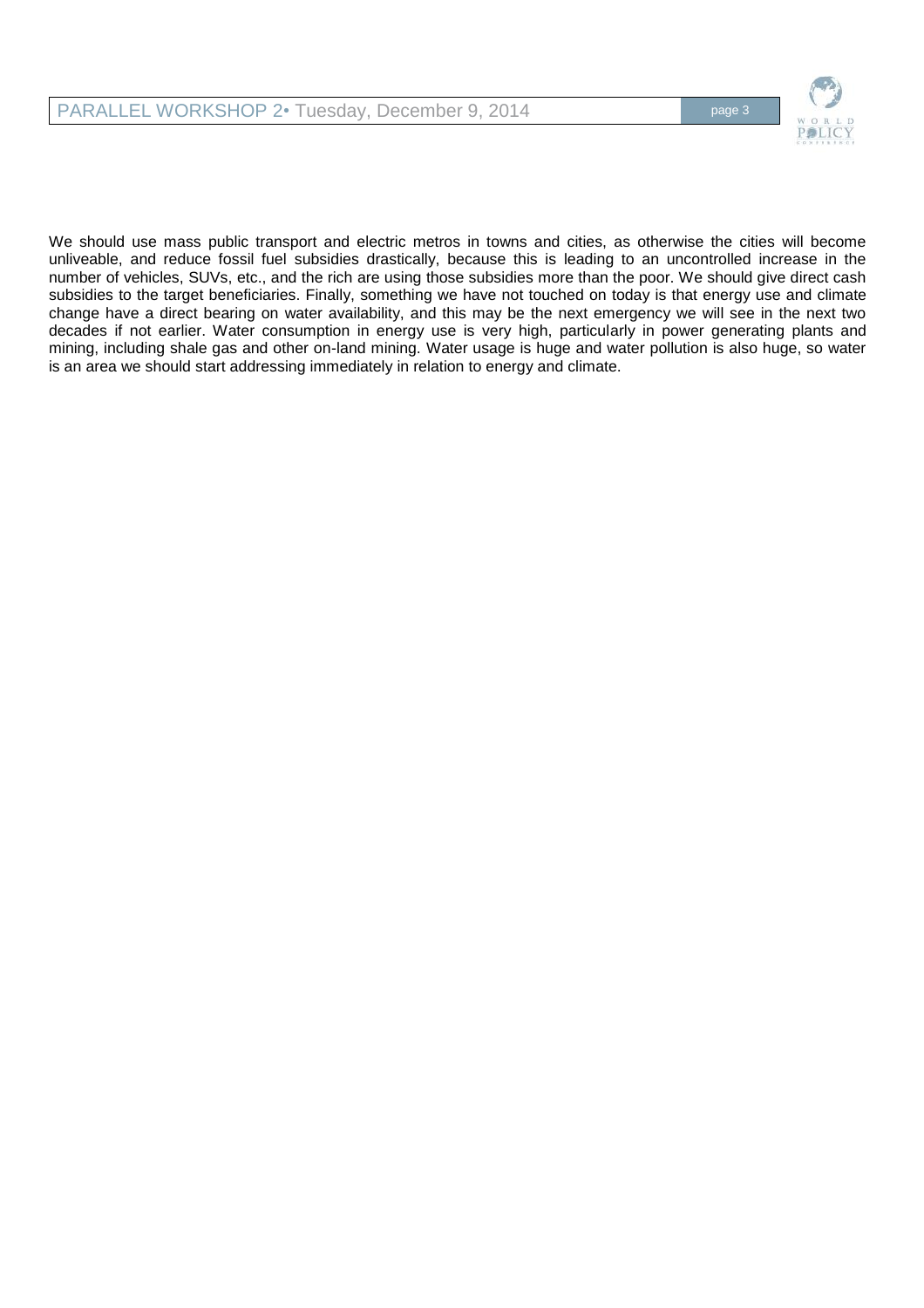We should use mass public transport and electric metros in towns and cities, as otherwise the cities will become unliveable, and reduce fossil fuel subsidies drastically, because this is leading to an uncontrolled increase in the number of vehicles, SUVs, etc., and the rich are using those subsidies more than the poor. We should give direct cash subsidies to the target beneficiaries. Finally, something we have not touched on today is that energy use and climate change have a direct bearing on water availability, and this may be the next emergency we will see in the next two decades if not earlier. Water consumption in energy use is very high, particularly in power generating plants and mining, including shale gas and other on-land mining. Water usage is huge and water pollution is also huge, so water is an area we should start addressing immediately in relation to energy and climate.